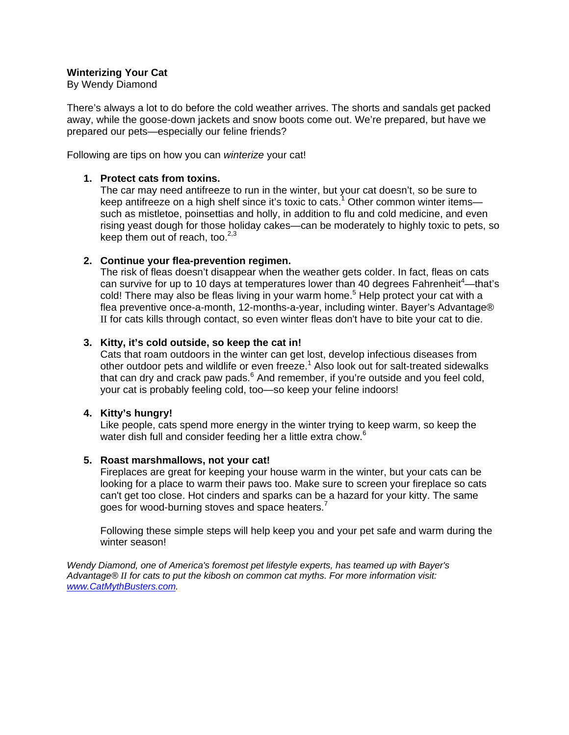# Winterizing Your Cat

By Wendy Diamond

There's always a lot to do before the cold weather arrives. The shorts and sandals get packed away, while the goose-down jackets and snow boots come out. We're prepared, but have we prepared our pets—especially our feline friends?

Following are tips on how you can *winterize* your cat!

1. **Protect cats from toxins.**
   The car may need antifreeze to run in the winter, but your cat doesn't, so be sure to keep antifreeze on a high shelf since it's toxic to cats.[1] Other common winter items—such as mistletoe, poinsettias and holly, in addition to flu and cold medicine, and even rising yeast dough for those holiday cakes—can be moderately to highly toxic to pets, so keep them out of reach, too.[2,3]

2. **Continue your flea-prevention regimen.**
   The risk of fleas doesn't disappear when the weather gets colder. In fact, fleas on cats can survive for up to 10 days at temperatures lower than 40 degrees Fahrenheit[4]—that's cold! There may also be fleas living in your warm home.[5] Help protect your cat with a flea preventive once-a-month, 12-months-a-year, including winter. Bayer's Advantage® II for cats kills through contact, so even winter fleas don't have to bite your cat to die.

3. **Kitty, it's cold outside, so keep the cat in!**
   Cats that roam outdoors in the winter can get lost, develop infectious diseases from other outdoor pets and wildlife or even freeze.[1] Also look out for salt-treated sidewalks that can dry and crack paw pads.[6] And remember, if you're outside and you feel cold, your cat is probably feeling cold, too—so keep your feline indoors!

4. **Kitty's hungry!**
   Like people, cats spend more energy in the winter trying to keep warm, so keep the water dish full and consider feeding her a little extra chow.[6]

5. **Roast marshmallows, not your cat!**
   Fireplaces are great for keeping your house warm in the winter, but your cats can be looking for a place to warm their paws too. Make sure to screen your fireplace so cats can't get too close. Hot cinders and sparks can be a hazard for your kitty. The same goes for wood-burning stoves and space heaters.[7]

   Following these simple steps will help keep you and your pet safe and warm during the winter season!

*Wendy Diamond, one of America's foremost pet lifestyle experts, has teamed up with Bayer's Advantage® II for cats to put the kibosh on common cat myths. For more information visit: [www.CatMythBusters.com](http://www.CatMythBusters.com).*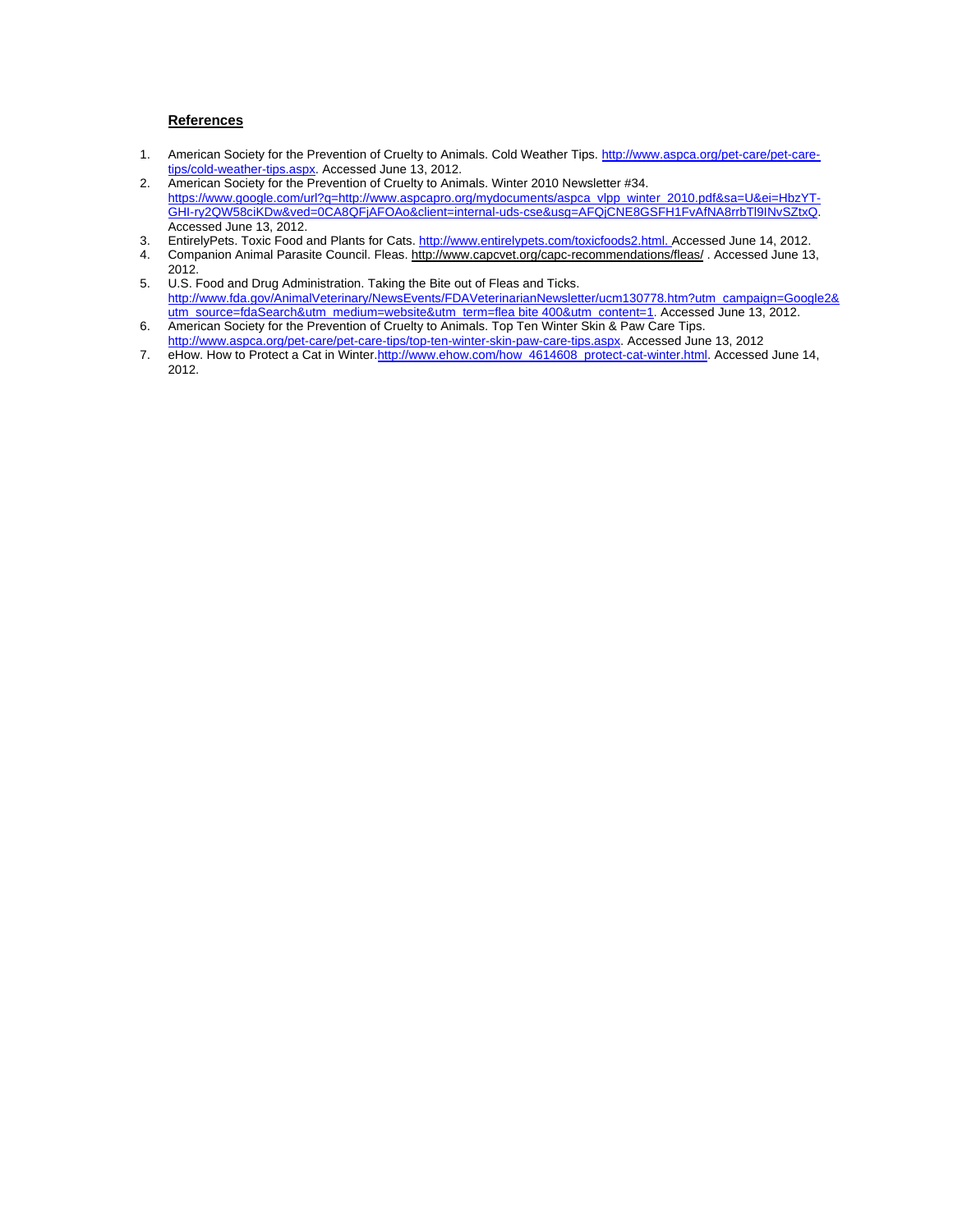## References

1. American Society for the Prevention of Cruelty to Animals. Cold Weather Tips. http://www.aspca.org/pet-care/pet-care-tips/cold-weather-tips.aspx. Accessed June 13, 2012.
2. American Society for the Prevention of Cruelty to Animals. Winter 2010 Newsletter #34. https://www.google.com/url?q=http://www.aspcapro.org/mydocuments/aspca_vlpp_winter_2010.pdf&sa=U&ei=HbzYT-GHI-ry2QW58ciKDw&ved=0CA8QFjAFOAo&client=internal-uds-cse&usg=AFQjCNE8GSFH1FvAfNA8rrbTl9INvSZtxQ. Accessed June 13, 2012.
3. EntirelyPets. Toxic Food and Plants for Cats. http://www.entirelypets.com/toxicfoods2.html. Accessed June 14, 2012.
4. Companion Animal Parasite Council. Fleas. http://www.capcvet.org/capc-recommendations/fleas/ . Accessed June 13, 2012.
5. U.S. Food and Drug Administration. Taking the Bite out of Fleas and Ticks. http://www.fda.gov/AnimalVeterinary/NewsEvents/FDAVeterinarianNewsletter/ucm130778.htm?utm_campaign=Google2&utm_source=fdaSearch&utm_medium=website&utm_term=flea bite 400&utm_content=1. Accessed June 13, 2012.
6. American Society for the Prevention of Cruelty to Animals. Top Ten Winter Skin & Paw Care Tips. http://www.aspca.org/pet-care/pet-care-tips/top-ten-winter-skin-paw-care-tips.aspx. Accessed June 13, 2012
7. eHow. How to Protect a Cat in Winter.http://www.ehow.com/how_4614608_protect-cat-winter.html. Accessed June 14, 2012.